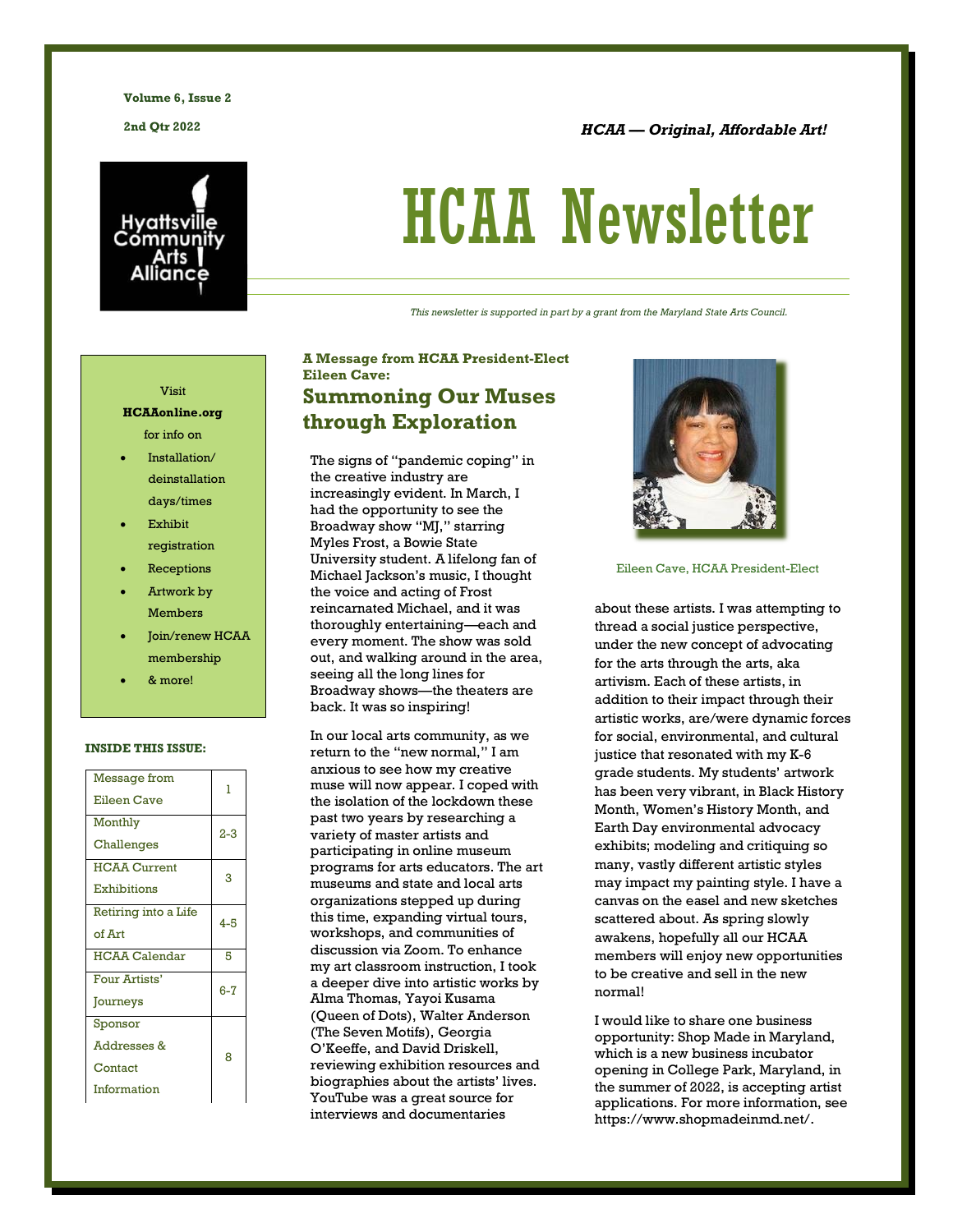**Volume 6, Issue 2**

**2nd Qtr 2022**

***HCAA — Original, Affordable Art!***

# HCAA Newsletter

*This newsletter is supported in part by a grant from the Maryland State Arts Council.*

Visit **HCAAonline.org** for info on

- Installation/ deinstallation days/times
- Exhibit registration
- Receptions
- Artwork by Members
- Join/renew HCAA membership
- & more!

**INSIDE THIS ISSUE:**

| | |
|---|---|
| Message from Eileen Cave | 1 |
| Monthly Challenges | 2-3 |
| HCAA Current Exhibitions | 3 |
| Retiring into a Life of Art | 4-5 |
| HCAA Calendar | 5 |
| Four Artists' Journeys | 6-7 |
| Sponsor Addresses & Contact Information | 8 |

**A Message from HCAA President-Elect Eileen Cave:**

## Summoning Our Muses through Exploration

The signs of "pandemic coping" in the creative industry are increasingly evident. In March, I had the opportunity to see the Broadway show "MJ," starring Myles Frost, a Bowie State University student. A lifelong fan of Michael Jackson's music, I thought the voice and acting of Frost reincarnated Michael, and it was thoroughly entertaining—each and every moment. The show was sold out, and walking around in the area, seeing all the long lines for Broadway shows—the theaters are back. It was so inspiring!

In our local arts community, as we return to the "new normal," I am anxious to see how my creative muse will now appear. I coped with the isolation of the lockdown these past two years by researching a variety of master artists and participating in online museum programs for arts educators. The art museums and state and local arts organizations stepped up during this time, expanding virtual tours, workshops, and communities of discussion via Zoom. To enhance my art classroom instruction, I took a deeper dive into artistic works by Alma Thomas, Yayoi Kusama (Queen of Dots), Walter Anderson (The Seven Motifs), Georgia O'Keeffe, and David Driskell, reviewing exhibition resources and biographies about the artists' lives. YouTube was a great source for interviews and documentaries about these artists. I was attempting to thread a social justice perspective, under the new concept of advocating for the arts through the arts, aka artivism. Each of these artists, in addition to their impact through their artistic works, are/were dynamic forces for social, environmental, and cultural justice that resonated with my K-6 grade students. My students' artwork has been very vibrant, in Black History Month, Women's History Month, and Earth Day environmental advocacy exhibits; modeling and critiquing so many, vastly different artistic styles may impact my painting style. I have a canvas on the easel and new sketches scattered about. As spring slowly awakens, hopefully all our HCAA members will enjoy new opportunities to be creative and sell in the new normal!

Eileen Cave, HCAA President-Elect

I would like to share one business opportunity: Shop Made in Maryland, which is a new business incubator opening in College Park, Maryland, in the summer of 2022, is accepting artist applications. For more information, see https://www.shopmadeinmd.net/.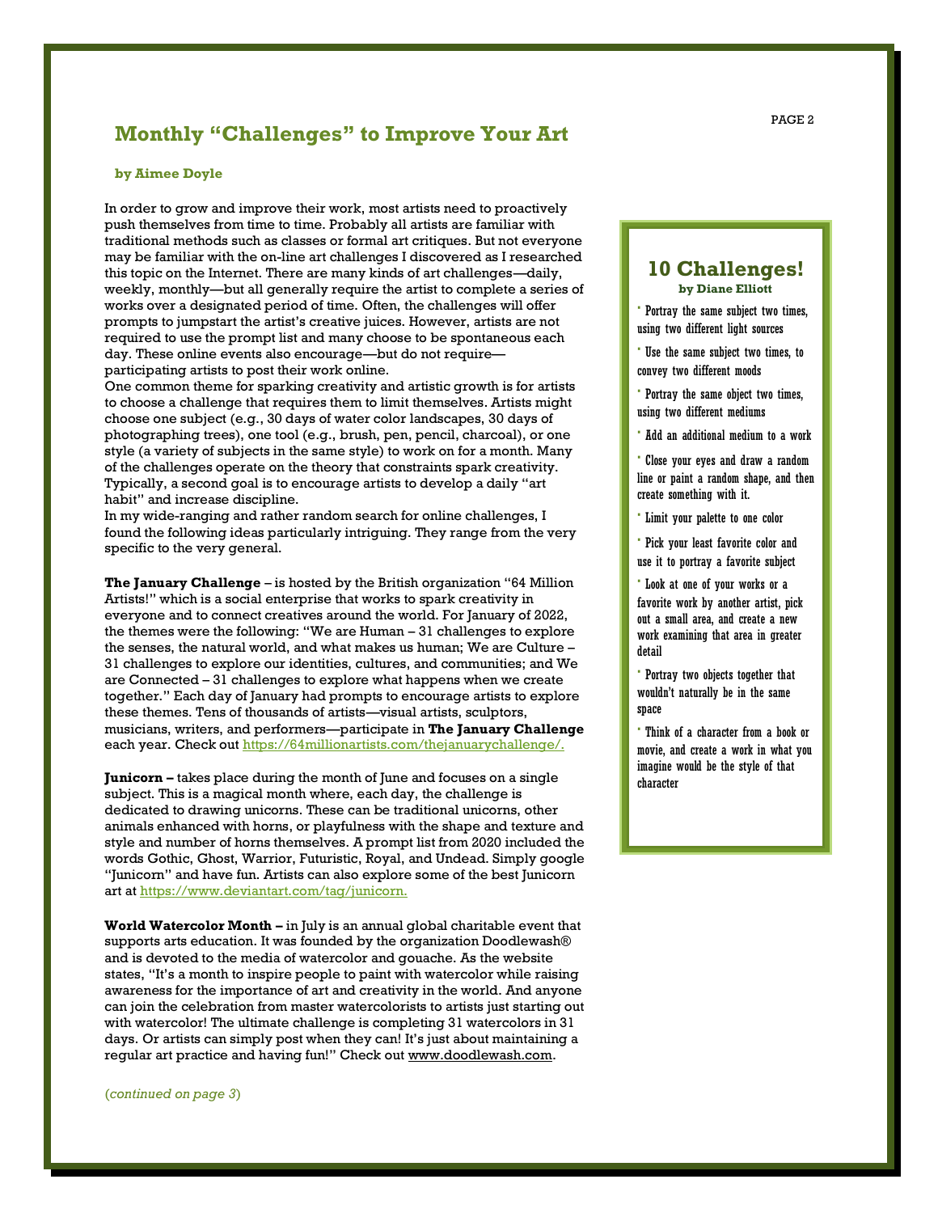## Monthly "Challenges" to Improve Your Art

**by Aimee Doyle**

In order to grow and improve their work, most artists need to proactively push themselves from time to time. Probably all artists are familiar with traditional methods such as classes or formal art critiques. But not everyone may be familiar with the on-line art challenges I discovered as I researched this topic on the Internet. There are many kinds of art challenges—daily, weekly, monthly—but all generally require the artist to complete a series of works over a designated period of time. Often, the challenges will offer prompts to jumpstart the artist's creative juices. However, artists are not required to use the prompt list and many choose to be spontaneous each day. These online events also encourage—but do not require—participating artists to post their work online.

One common theme for sparking creativity and artistic growth is for artists to choose a challenge that requires them to limit themselves. Artists might choose one subject (e.g., 30 days of water color landscapes, 30 days of photographing trees), one tool (e.g., brush, pen, pencil, charcoal), or one style (a variety of subjects in the same style) to work on for a month. Many of the challenges operate on the theory that constraints spark creativity. Typically, a second goal is to encourage artists to develop a daily "art habit" and increase discipline.

In my wide-ranging and rather random search for online challenges, I found the following ideas particularly intriguing. They range from the very specific to the very general.

**The January Challenge** – is hosted by the British organization "64 Million Artists!" which is a social enterprise that works to spark creativity in everyone and to connect creatives around the world. For January of 2022, the themes were the following: "We are Human – 31 challenges to explore the senses, the natural world, and what makes us human; We are Culture – 31 challenges to explore our identities, cultures, and communities; and We are Connected – 31 challenges to explore what happens when we create together." Each day of January had prompts to encourage artists to explore these themes. Tens of thousands of artists—visual artists, sculptors, musicians, writers, and performers—participate in **The January Challenge** each year. Check out https://64millionartists.com/thejanuarychallenge/.

**Junicorn –** takes place during the month of June and focuses on a single subject. This is a magical month where, each day, the challenge is dedicated to drawing unicorns. These can be traditional unicorns, other animals enhanced with horns, or playfulness with the shape and texture and style and number of horns themselves. A prompt list from 2020 included the words Gothic, Ghost, Warrior, Futuristic, Royal, and Undead. Simply google "Junicorn" and have fun. Artists can also explore some of the best Junicorn art at https://www.deviantart.com/tag/junicorn.

**World Watercolor Month –** in July is an annual global charitable event that supports arts education. It was founded by the organization Doodlewash® and is devoted to the media of watercolor and gouache. As the website states, "It's a month to inspire people to paint with watercolor while raising awareness for the importance of art and creativity in the world. And anyone can join the celebration from master watercolorists to artists just starting out with watercolor! The ultimate challenge is completing 31 watercolors in 31 days. Or artists can simply post when they can! It's just about maintaining a regular art practice and having fun!" Check out www.doodlewash.com.

(*continued on page 3*)

### 10 Challenges!

**by Diane Elliott**

- Portray the same subject two times, using two different light sources
- Use the same subject two times, to convey two different moods
- Portray the same object two times, using two different mediums
- Add an additional medium to a work
- Close your eyes and draw a random line or paint a random shape, and then create something with it.
- Limit your palette to one color
- Pick your least favorite color and use it to portray a favorite subject
- Look at one of your works or a favorite work by another artist, pick out a small area, and create a new work examining that area in greater detail
- Portray two objects together that wouldn't naturally be in the same space
- Think of a character from a book or movie, and create a work in what you imagine would be the style of that character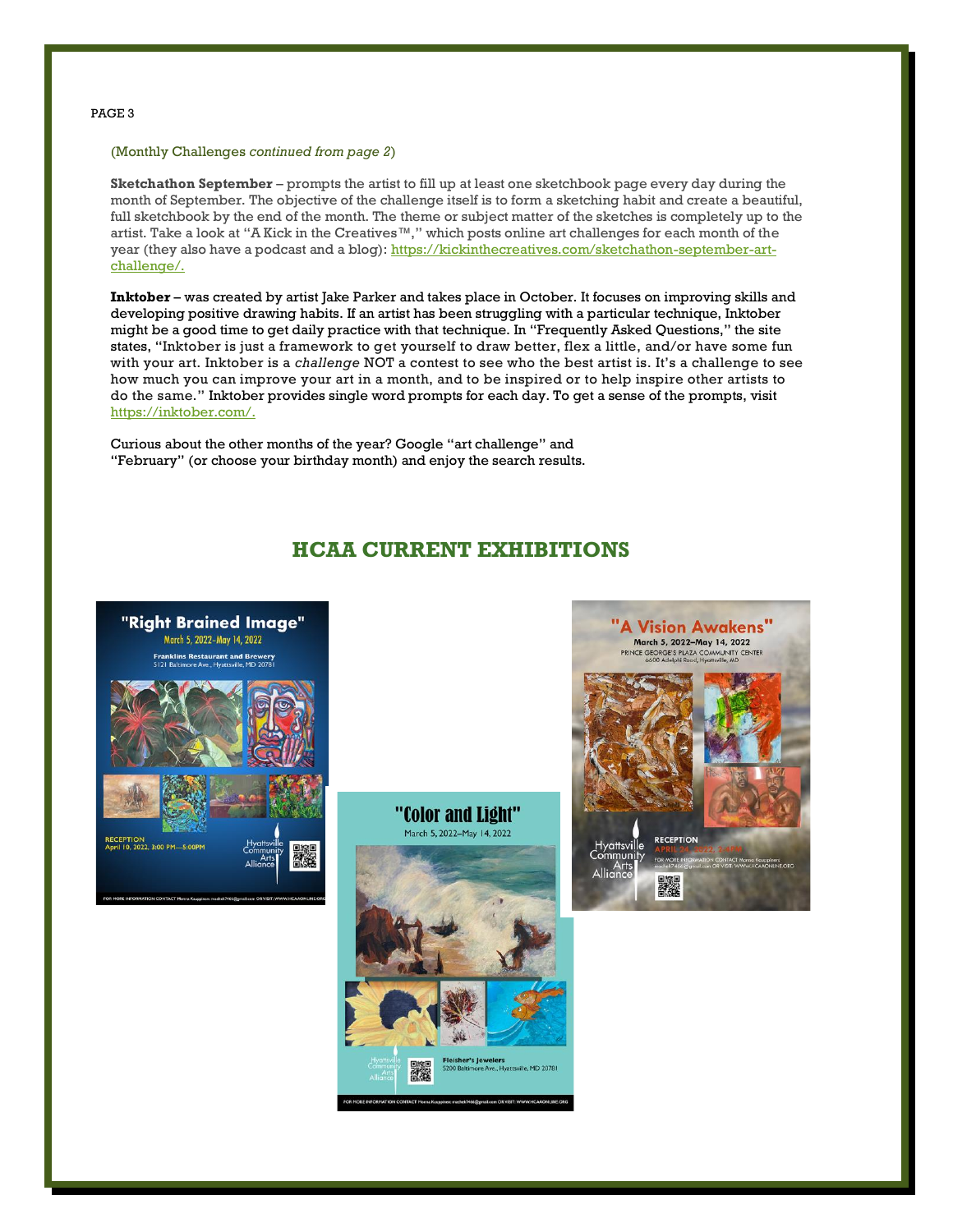(Monthly Challenges *continued from page 2*)

**Sketchathon September** – prompts the artist to fill up at least one sketchbook page every day during the month of September. The objective of the challenge itself is to form a sketching habit and create a beautiful, full sketchbook by the end of the month. The theme or subject matter of the sketches is completely up to the artist. Take a look at "A Kick in the Creatives™," which posts online art challenges for each month of the year (they also have a podcast and a blog): [https://kickinthecreatives.com/sketchathon-september-art-challenge/.](https://kickinthecreatives.com/sketchathon-september-art-challenge/)

**Inktober** – was created by artist Jake Parker and takes place in October. It focuses on improving skills and developing positive drawing habits. If an artist has been struggling with a particular technique, Inktober might be a good time to get daily practice with that technique. In "Frequently Asked Questions," the site states, "Inktober is just a framework to get yourself to draw better, flex a little, and/or have some fun with your art. Inktober is a *challenge* NOT a contest to see who the best artist is. It's a challenge to see how much you can improve your art in a month, and to be inspired or to help inspire other artists to do the same." Inktober provides single word prompts for each day. To get a sense of the prompts, visit [https://inktober.com/.](https://inktober.com/)

Curious about the other months of the year? Google "art challenge" and "February" (or choose your birthday month) and enjoy the search results.

## HCAA CURRENT EXHIBITIONS

**"Right Brained Image"**
March 5, 2022–May 14, 2022
Franklins Restaurant and Brewery
5121 Baltimore Ave., Hyattsville, MD 20781
RECEPTION
April 10, 2022, 3:00 PM—5:00PM
Hyattsville Community Arts Alliance

**"Color and Light"**
March 5, 2022–May 14, 2022
Fleisher's Jewelers
5200 Baltimore Ave., Hyattsville, MD 20781
Hyattsville Community Arts Alliance

**"A Vision Awakens"**
March 5, 2022–May 14, 2022
PRINCE GEORGE'S PLAZA COMMUNITY CENTER
6600 Adelphi Road, Hyattsville, MD
RECEPTION
Hyattsville Community Arts Alliance
FOR MORE INFORMATION CONTACT Marva Kauppinen OR VISIT: WWW.HCAAONLINE.ORG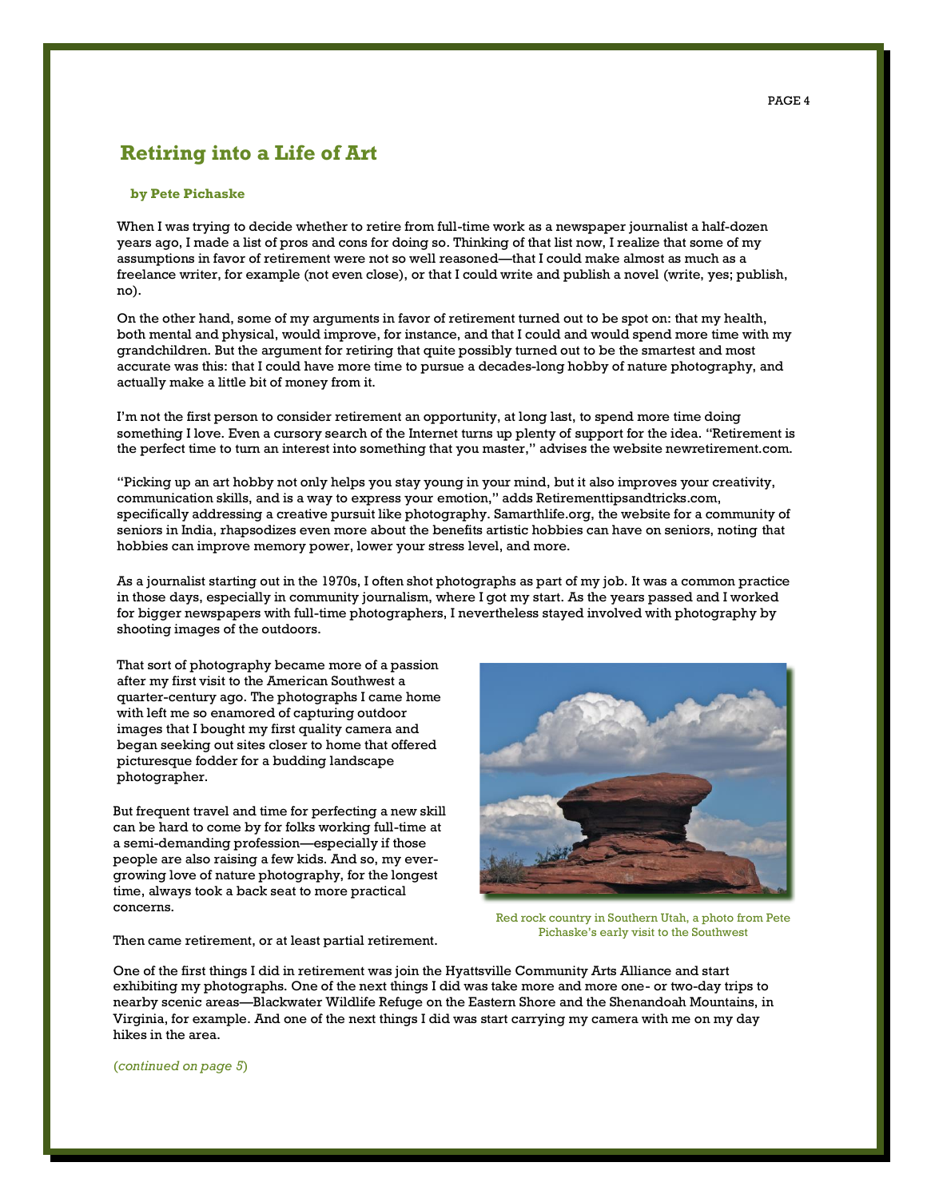## Retiring into a Life of Art

**by Pete Pichaske**

When I was trying to decide whether to retire from full-time work as a newspaper journalist a half-dozen years ago, I made a list of pros and cons for doing so. Thinking of that list now, I realize that some of my assumptions in favor of retirement were not so well reasoned—that I could make almost as much as a freelance writer, for example (not even close), or that I could write and publish a novel (write, yes; publish, no).

On the other hand, some of my arguments in favor of retirement turned out to be spot on: that my health, both mental and physical, would improve, for instance, and that I could and would spend more time with my grandchildren. But the argument for retiring that quite possibly turned out to be the smartest and most accurate was this: that I could have more time to pursue a decades-long hobby of nature photography, and actually make a little bit of money from it.

I'm not the first person to consider retirement an opportunity, at long last, to spend more time doing something I love. Even a cursory search of the Internet turns up plenty of support for the idea. "Retirement is the perfect time to turn an interest into something that you master," advises the website newretirement.com.

"Picking up an art hobby not only helps you stay young in your mind, but it also improves your creativity, communication skills, and is a way to express your emotion," adds Retirementtipsandtricks.com, specifically addressing a creative pursuit like photography. Samarthlife.org, the website for a community of seniors in India, rhapsodizes even more about the benefits artistic hobbies can have on seniors, noting that hobbies can improve memory power, lower your stress level, and more.

As a journalist starting out in the 1970s, I often shot photographs as part of my job. It was a common practice in those days, especially in community journalism, where I got my start. As the years passed and I worked for bigger newspapers with full-time photographers, I nevertheless stayed involved with photography by shooting images of the outdoors.

That sort of photography became more of a passion after my first visit to the American Southwest a quarter-century ago. The photographs I came home with left me so enamored of capturing outdoor images that I bought my first quality camera and began seeking out sites closer to home that offered picturesque fodder for a budding landscape photographer.

But frequent travel and time for perfecting a new skill can be hard to come by for folks working full-time at a semi-demanding profession—especially if those people are also raising a few kids. And so, my ever-growing love of nature photography, for the longest time, always took a back seat to more practical concerns.

Red rock country in Southern Utah, a photo from Pete Pichaske's early visit to the Southwest

Then came retirement, or at least partial retirement.

One of the first things I did in retirement was join the Hyattsville Community Arts Alliance and start exhibiting my photographs. One of the next things I did was take more and more one- or two-day trips to nearby scenic areas—Blackwater Wildlife Refuge on the Eastern Shore and the Shenandoah Mountains, in Virginia, for example. And one of the next things I did was start carrying my camera with me on my day hikes in the area.

(*continued on page 5*)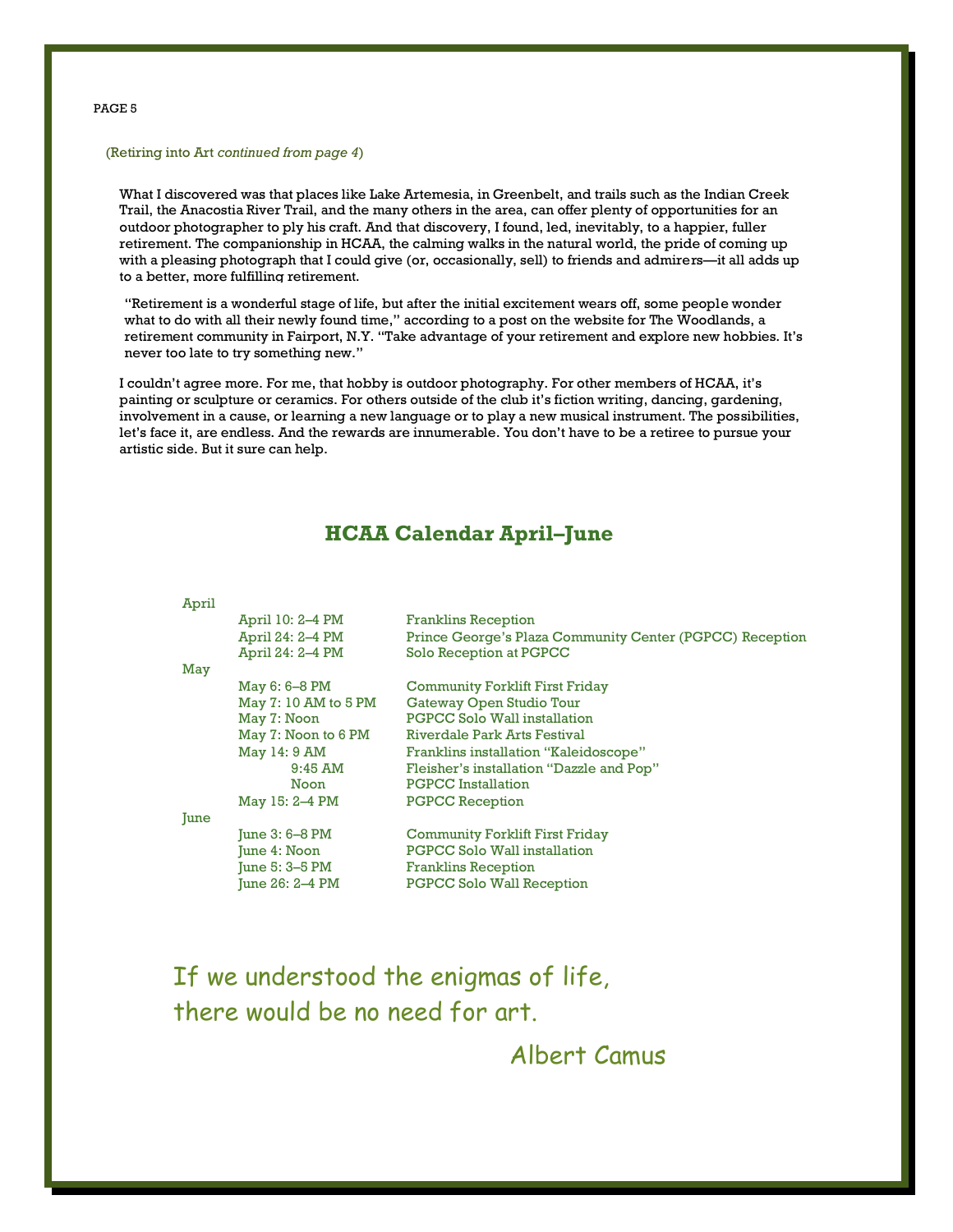(Retiring into Art *continued from page 4*)

What I discovered was that places like Lake Artemesia, in Greenbelt, and trails such as the Indian Creek Trail, the Anacostia River Trail, and the many others in the area, can offer plenty of opportunities for an outdoor photographer to ply his craft. And that discovery, I found, led, inevitably, to a happier, fuller retirement. The companionship in HCAA, the calming walks in the natural world, the pride of coming up with a pleasing photograph that I could give (or, occasionally, sell) to friends and admirers—it all adds up to a better, more fulfilling retirement.

"Retirement is a wonderful stage of life, but after the initial excitement wears off, some people wonder what to do with all their newly found time," according to a post on the website for The Woodlands, a retirement community in Fairport, N.Y. "Take advantage of your retirement and explore new hobbies. It's never too late to try something new."

I couldn't agree more. For me, that hobby is outdoor photography. For other members of HCAA, it's painting or sculpture or ceramics. For others outside of the club it's fiction writing, dancing, gardening, involvement in a cause, or learning a new language or to play a new musical instrument. The possibilities, let's face it, are endless. And the rewards are innumerable. You don't have to be a retiree to pursue your artistic side. But it sure can help.

## HCAA Calendar April–June

| | | |
|---|---|---|
| April | | |
| | April 10: 2–4 PM | Franklins Reception |
| | April 24: 2–4 PM | Prince George's Plaza Community Center (PGPCC) Reception |
| | April 24: 2–4 PM | Solo Reception at PGPCC |
| May | | |
| | May 6: 6–8 PM | Community Forklift First Friday |
| | May 7: 10 AM to 5 PM | Gateway Open Studio Tour |
| | May 7: Noon | PGPCC Solo Wall installation |
| | May 7: Noon to 6 PM | Riverdale Park Arts Festival |
| | May 14: 9 AM | Franklins installation "Kaleidoscope" |
| | 9:45 AM | Fleisher's installation "Dazzle and Pop" |
| | Noon | PGPCC Installation |
| | May 15: 2–4 PM | PGPCC Reception |
| June | | |
| | June 3: 6–8 PM | Community Forklift First Friday |
| | June 4: Noon | PGPCC Solo Wall installation |
| | June 5: 3–5 PM | Franklins Reception |
| | June 26: 2–4 PM | PGPCC Solo Wall Reception |

If we understood the enigmas of life,
there would be no need for art.

Albert Camus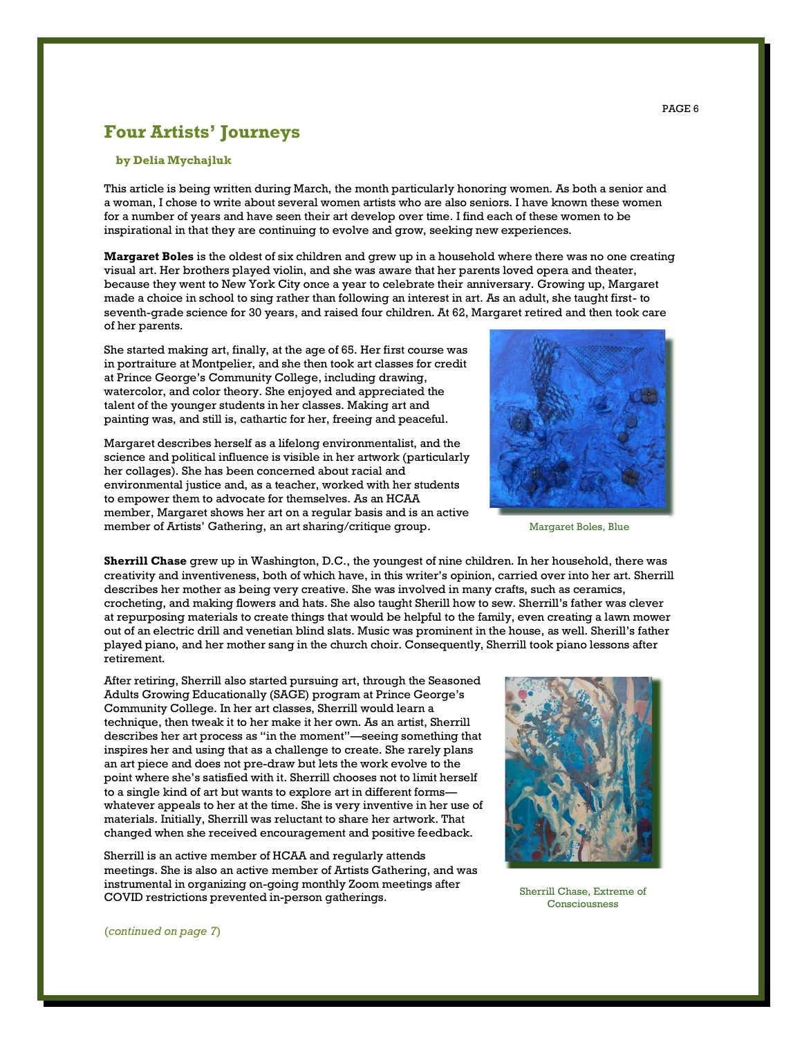# Four Artists' Journeys

**by Delia Mychajluk**

This article is being written during March, the month particularly honoring women. As both a senior and a woman, I chose to write about several women artists who are also seniors. I have known these women for a number of years and have seen their art develop over time. I find each of these women to be inspirational in that they are continuing to evolve and grow, seeking new experiences.

**Margaret Boles** is the oldest of six children and grew up in a household where there was no one creating visual art. Her brothers played violin, and she was aware that her parents loved opera and theater, because they went to New York City once a year to celebrate their anniversary. Growing up, Margaret made a choice in school to sing rather than following an interest in art. As an adult, she taught first- to seventh-grade science for 30 years, and raised four children. At 62, Margaret retired and then took care of her parents.

She started making art, finally, at the age of 65. Her first course was in portraiture at Montpelier, and she then took art classes for credit at Prince George's Community College, including drawing, watercolor, and color theory. She enjoyed and appreciated the talent of the younger students in her classes. Making art and painting was, and still is, cathartic for her, freeing and peaceful.

Margaret describes herself as a lifelong environmentalist, and the science and political influence is visible in her artwork (particularly her collages). She has been concerned about racial and environmental justice and, as a teacher, worked with her students to empower them to advocate for themselves. As an HCAA member, Margaret shows her art on a regular basis and is an active member of Artists' Gathering, an art sharing/critique group.

Margaret Boles, Blue

**Sherrill Chase** grew up in Washington, D.C., the youngest of nine children. In her household, there was creativity and inventiveness, both of which have, in this writer's opinion, carried over into her art. Sherrill describes her mother as being very creative. She was involved in many crafts, such as ceramics, crocheting, and making flowers and hats. She also taught Sherill how to sew. Sherrill's father was clever at repurposing materials to create things that would be helpful to the family, even creating a lawn mower out of an electric drill and venetian blind slats. Music was prominent in the house, as well. Sherill's father played piano, and her mother sang in the church choir. Consequently, Sherrill took piano lessons after retirement.

After retiring, Sherrill also started pursuing art, through the Seasoned Adults Growing Educationally (SAGE) program at Prince George's Community College. In her art classes, Sherrill would learn a technique, then tweak it to her make it her own. As an artist, Sherrill describes her art process as "in the moment"—seeing something that inspires her and using that as a challenge to create. She rarely plans an art piece and does not pre-draw but lets the work evolve to the point where she's satisfied with it. Sherrill chooses not to limit herself to a single kind of art but wants to explore art in different forms—whatever appeals to her at the time. She is very inventive in her use of materials. Initially, Sherrill was reluctant to share her artwork. That changed when she received encouragement and positive feedback.

Sherrill is an active member of HCAA and regularly attends meetings. She is also an active member of Artists Gathering, and was instrumental in organizing on-going monthly Zoom meetings after COVID restrictions prevented in-person gatherings.

Sherrill Chase, Extreme of Consciousness

(*continued on page 7*)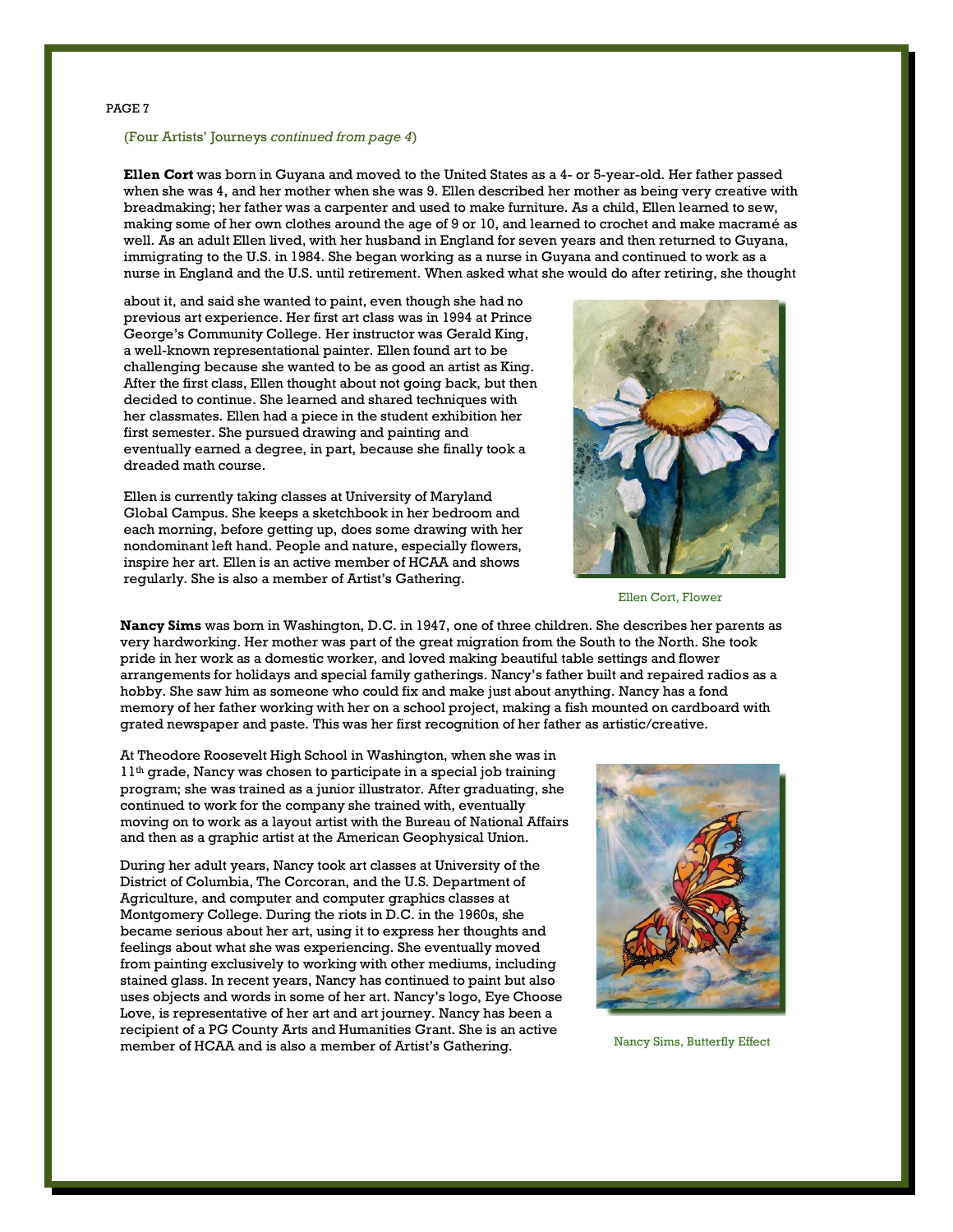(Four Artists' Journeys *continued from page 4*)

**Ellen Cort** was born in Guyana and moved to the United States as a 4- or 5-year-old. Her father passed when she was 4, and her mother when she was 9. Ellen described her mother as being very creative with breadmaking; her father was a carpenter and used to make furniture. As a child, Ellen learned to sew, making some of her own clothes around the age of 9 or 10, and learned to crochet and make macramé as well. As an adult Ellen lived, with her husband in England for seven years and then returned to Guyana, immigrating to the U.S. in 1984. She began working as a nurse in Guyana and continued to work as a nurse in England and the U.S. until retirement. When asked what she would do after retiring, she thought about it, and said she wanted to paint, even though she had no previous art experience. Her first art class was in 1994 at Prince George's Community College. Her instructor was Gerald King, a well-known representational painter. Ellen found art to be challenging because she wanted to be as good an artist as King. After the first class, Ellen thought about not going back, but then decided to continue. She learned and shared techniques with her classmates. Ellen had a piece in the student exhibition her first semester. She pursued drawing and painting and eventually earned a degree, in part, because she finally took a dreaded math course.

Ellen is currently taking classes at University of Maryland Global Campus. She keeps a sketchbook in her bedroom and each morning, before getting up, does some drawing with her nondominant left hand. People and nature, especially flowers, inspire her art. Ellen is an active member of HCAA and shows regularly. She is also a member of Artist's Gathering.

Ellen Cort, Flower

**Nancy Sims** was born in Washington, D.C. in 1947, one of three children. She describes her parents as very hardworking. Her mother was part of the great migration from the South to the North. She took pride in her work as a domestic worker, and loved making beautiful table settings and flower arrangements for holidays and special family gatherings. Nancy's father built and repaired radios as a hobby. She saw him as someone who could fix and make just about anything. Nancy has a fond memory of her father working with her on a school project, making a fish mounted on cardboard with grated newspaper and paste. This was her first recognition of her father as artistic/creative.

At Theodore Roosevelt High School in Washington, when she was in 11th grade, Nancy was chosen to participate in a special job training program; she was trained as a junior illustrator. After graduating, she continued to work for the company she trained with, eventually moving on to work as a layout artist with the Bureau of National Affairs and then as a graphic artist at the American Geophysical Union.

During her adult years, Nancy took art classes at University of the District of Columbia, The Corcoran, and the U.S. Department of Agriculture, and computer and computer graphics classes at Montgomery College. During the riots in D.C. in the 1960s, she became serious about her art, using it to express her thoughts and feelings about what she was experiencing. She eventually moved from painting exclusively to working with other mediums, including stained glass. In recent years, Nancy has continued to paint but also uses objects and words in some of her art. Nancy's logo, Eye Choose Love, is representative of her art and art journey. Nancy has been a recipient of a PG County Arts and Humanities Grant. She is an active member of HCAA and is also a member of Artist's Gathering.

Nancy Sims, Butterfly Effect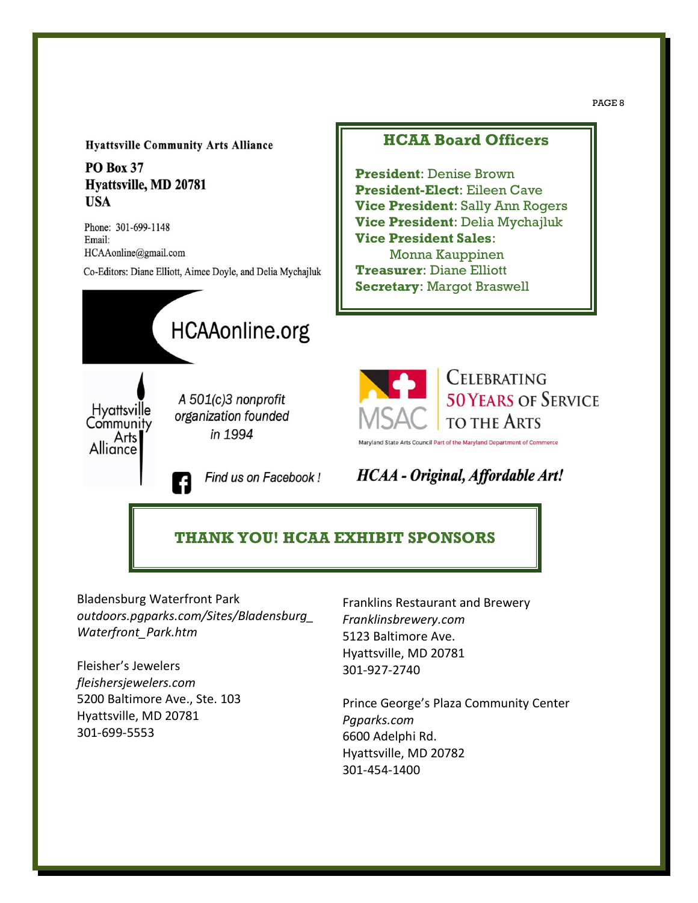Hyattsville Community Arts Alliance

**PO Box 37**
**Hyattsville, MD 20781**
**USA**

Phone: 301-699-1148
Email:
HCAAonline@gmail.com

Co-Editors: Diane Elliott, Aimee Doyle, and Delia Mychajluk

## HCAA Board Officers

**President**: Denise Brown
**President-Elect**: Eileen Cave
**Vice President**: Sally Ann Rogers
**Vice President**: Delia Mychajluk
**Vice President Sales**: Monna Kauppinen
**Treasurer**: Diane Elliott
**Secretary**: Margot Braswell

HCAAonline.org

Hyattsville Community Arts Alliance

*A 501(c)3 nonprofit organization founded in 1994*

*Find us on Facebook !*

MSAC — Celebrating 50 Years of Service to the Arts
Maryland State Arts Council Part of the Maryland Department of Commerce

***HCAA - Original, Affordable Art!***

## THANK YOU! HCAA EXHIBIT SPONSORS

Bladensburg Waterfront Park
*outdoors.pgparks.com/Sites/Bladensburg_Waterfront_Park.htm*

Fleisher's Jewelers
*fleishersjewelers.com*
5200 Baltimore Ave., Ste. 103
Hyattsville, MD 20781
301-699-5553

Franklins Restaurant and Brewery
*Franklinsbrewery.com*
5123 Baltimore Ave.
Hyattsville, MD 20781
301-927-2740

Prince George's Plaza Community Center
*Pgparks.com*
6600 Adelphi Rd.
Hyattsville, MD 20782
301-454-1400